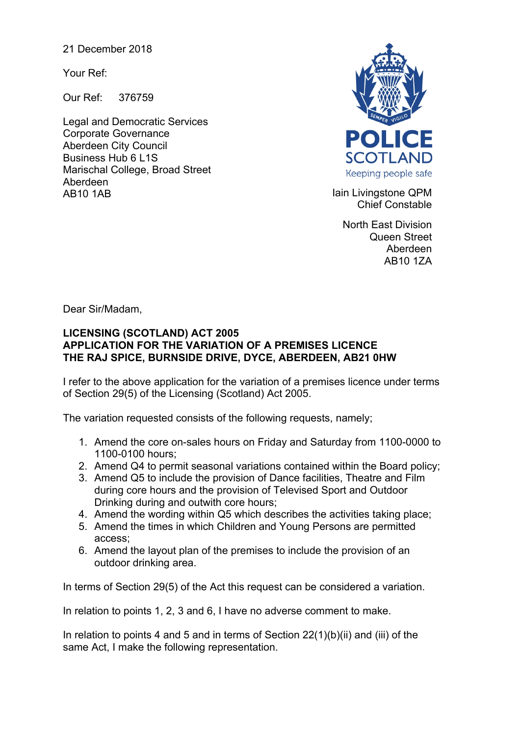21 December 2018

Your Ref:

Our Ref: 376759

Legal and Democratic Services
Corporate Governance
Aberdeen City Council
Business Hub 6 L1S
Marischal College, Broad Street
Aberdeen
AB10 1AB

POLICE SCOTLAND
Keeping people safe

Iain Livingstone QPM
Chief Constable

North East Division
Queen Street
Aberdeen
AB10 1ZA

Dear Sir/Madam,

**LICENSING (SCOTLAND) ACT 2005**
**APPLICATION FOR THE VARIATION OF A PREMISES LICENCE**
**THE RAJ SPICE, BURNSIDE DRIVE, DYCE, ABERDEEN, AB21 0HW**

I refer to the above application for the variation of a premises licence under terms of Section 29(5) of the Licensing (Scotland) Act 2005.

The variation requested consists of the following requests, namely;

1. Amend the core on-sales hours on Friday and Saturday from 1100-0000 to 1100-0100 hours;
2. Amend Q4 to permit seasonal variations contained within the Board policy;
3. Amend Q5 to include the provision of Dance facilities, Theatre and Film during core hours and the provision of Televised Sport and Outdoor Drinking during and outwith core hours;
4. Amend the wording within Q5 which describes the activities taking place;
5. Amend the times in which Children and Young Persons are permitted access;
6. Amend the layout plan of the premises to include the provision of an outdoor drinking area.

In terms of Section 29(5) of the Act this request can be considered a variation.

In relation to points 1, 2, 3 and 6, I have no adverse comment to make.

In relation to points 4 and 5 and in terms of Section 22(1)(b)(ii) and (iii) of the same Act, I make the following representation.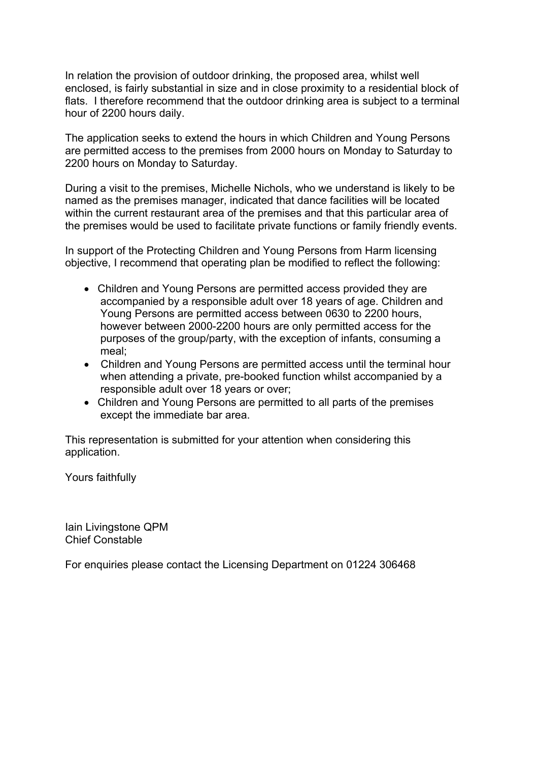In relation the provision of outdoor drinking, the proposed area, whilst well enclosed, is fairly substantial in size and in close proximity to a residential block of flats. I therefore recommend that the outdoor drinking area is subject to a terminal hour of 2200 hours daily.

The application seeks to extend the hours in which Children and Young Persons are permitted access to the premises from 2000 hours on Monday to Saturday to 2200 hours on Monday to Saturday.

During a visit to the premises, Michelle Nichols, who we understand is likely to be named as the premises manager, indicated that dance facilities will be located within the current restaurant area of the premises and that this particular area of the premises would be used to facilitate private functions or family friendly events.

In support of the Protecting Children and Young Persons from Harm licensing objective, I recommend that operating plan be modified to reflect the following:

- Children and Young Persons are permitted access provided they are accompanied by a responsible adult over 18 years of age. Children and Young Persons are permitted access between 0630 to 2200 hours, however between 2000-2200 hours are only permitted access for the purposes of the group/party, with the exception of infants, consuming a meal;
- Children and Young Persons are permitted access until the terminal hour when attending a private, pre-booked function whilst accompanied by a responsible adult over 18 years or over;
- Children and Young Persons are permitted to all parts of the premises except the immediate bar area.

This representation is submitted for your attention when considering this application.

Yours faithfully

Iain Livingstone QPM
Chief Constable

For enquiries please contact the Licensing Department on 01224 306468